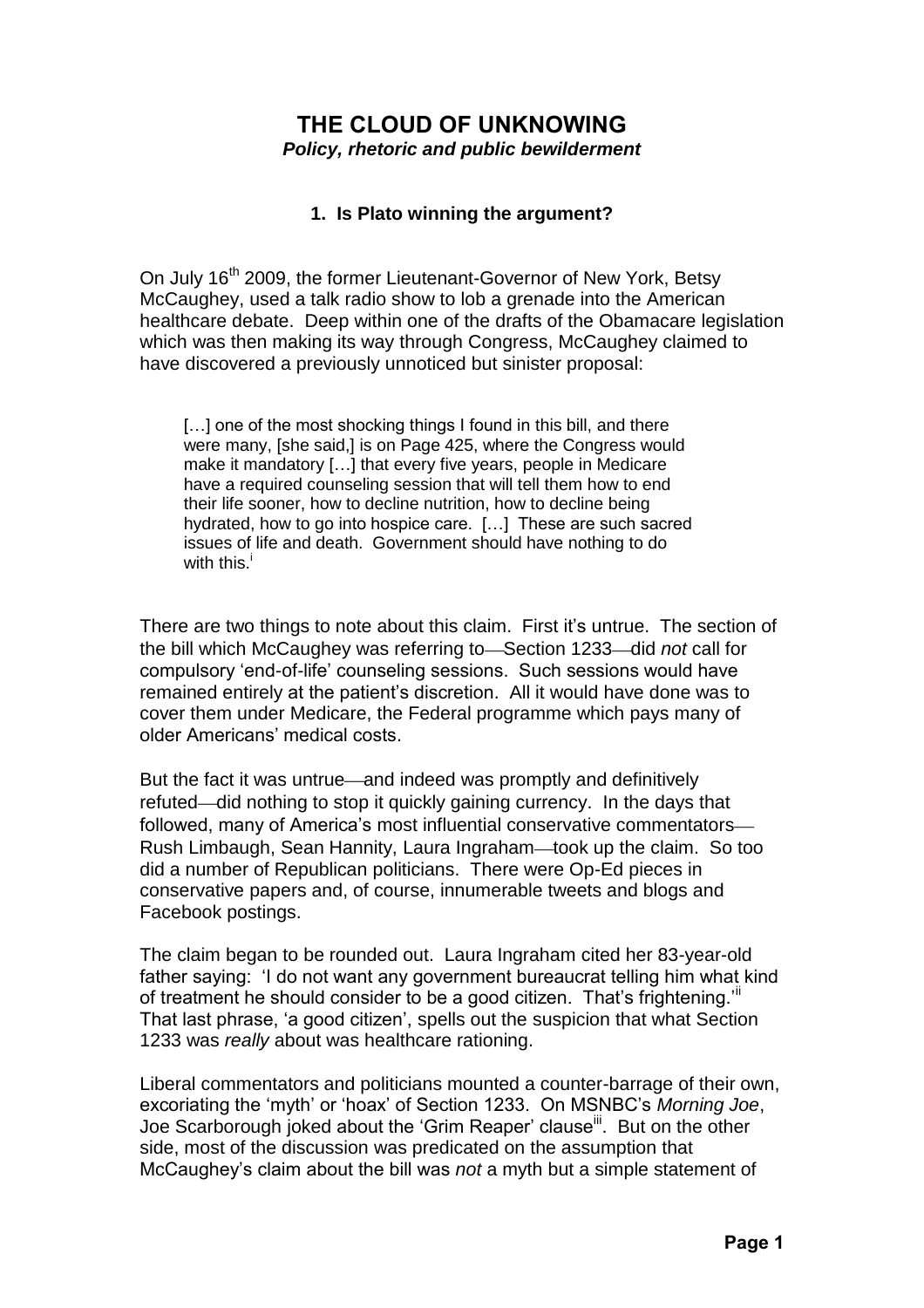# THE CLOUD OF UNKNOWING

***Policy, rhetoric and public bewilderment***

## 1. Is Plato winning the argument?

On July 16th 2009, the former Lieutenant-Governor of New York, Betsy McCaughey, used a talk radio show to lob a grenade into the American healthcare debate. Deep within one of the drafts of the Obamacare legislation which was then making its way through Congress, McCaughey claimed to have discovered a previously unnoticed but sinister proposal:

> […] one of the most shocking things I found in this bill, and there were many, [she said,] is on Page 425, where the Congress would make it mandatory […] that every five years, people in Medicare have a required counseling session that will tell them how to end their life sooner, how to decline nutrition, how to decline being hydrated, how to go into hospice care. […] These are such sacred issues of life and death. Government should have nothing to do with this.[i]

There are two things to note about this claim. First it's untrue. The section of the bill which McCaughey was referring to—Section 1233—did *not* call for compulsory 'end-of-life' counseling sessions. Such sessions would have remained entirely at the patient's discretion. All it would have done was to cover them under Medicare, the Federal programme which pays many of older Americans' medical costs.

But the fact it was untrue—and indeed was promptly and definitively refuted—did nothing to stop it quickly gaining currency. In the days that followed, many of America's most influential conservative commentators—Rush Limbaugh, Sean Hannity, Laura Ingraham—took up the claim. So too did a number of Republican politicians. There were Op-Ed pieces in conservative papers and, of course, innumerable tweets and blogs and Facebook postings.

The claim began to be rounded out. Laura Ingraham cited her 83-year-old father saying: 'I do not want any government bureaucrat telling him what kind of treatment he should consider to be a good citizen. That's frightening.'[ii] That last phrase, 'a good citizen', spells out the suspicion that what Section 1233 was *really* about was healthcare rationing.

Liberal commentators and politicians mounted a counter-barrage of their own, excoriating the 'myth' or 'hoax' of Section 1233. On MSNBC's *Morning Joe*, Joe Scarborough joked about the 'Grim Reaper' clause[iii]. But on the other side, most of the discussion was predicated on the assumption that McCaughey's claim about the bill was *not* a myth but a simple statement of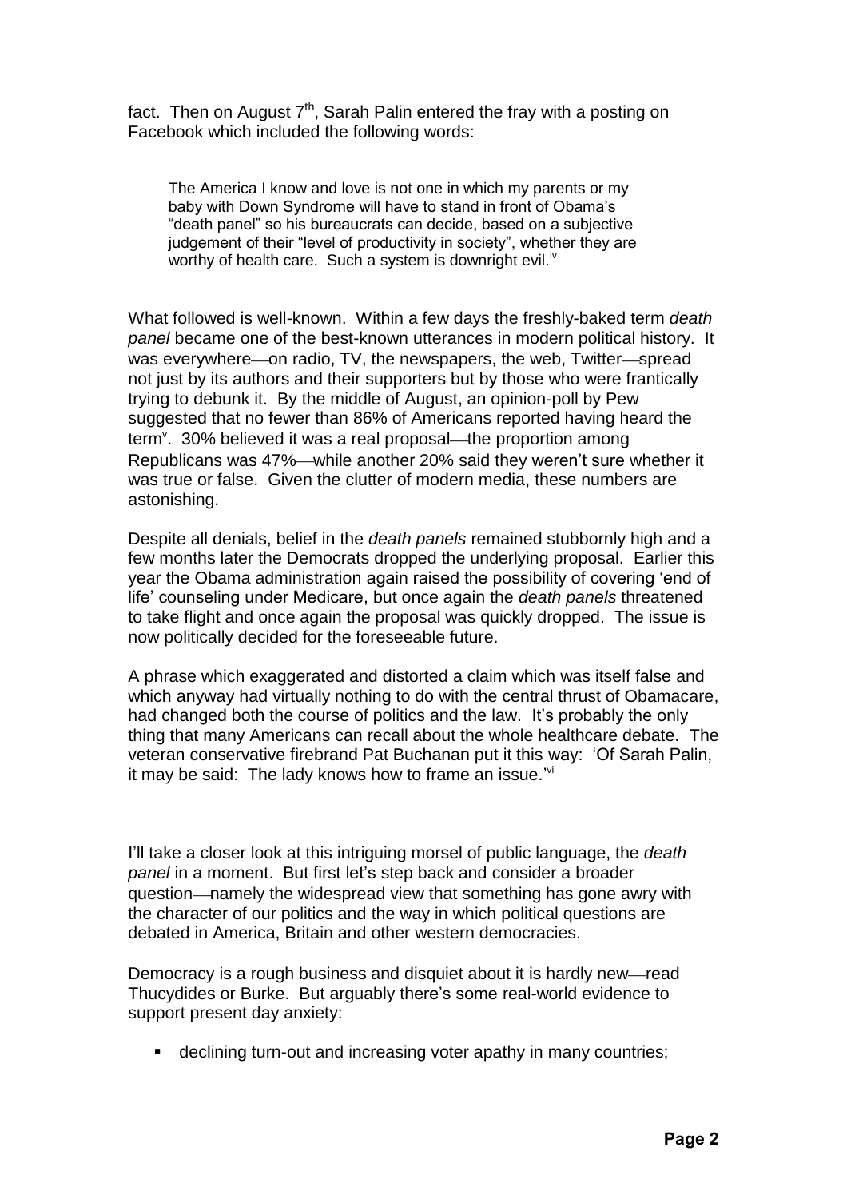fact. Then on August 7th, Sarah Palin entered the fray with a posting on Facebook which included the following words:

> The America I know and love is not one in which my parents or my baby with Down Syndrome will have to stand in front of Obama's "death panel" so his bureaucrats can decide, based on a subjective judgement of their "level of productivity in society", whether they are worthy of health care. Such a system is downright evil.[iv]

What followed is well-known. Within a few days the freshly-baked term *death panel* became one of the best-known utterances in modern political history. It was everywhere—on radio, TV, the newspapers, the web, Twitter—spread not just by its authors and their supporters but by those who were frantically trying to debunk it. By the middle of August, an opinion-poll by Pew suggested that no fewer than 86% of Americans reported having heard the term[v]. 30% believed it was a real proposal—the proportion among Republicans was 47%—while another 20% said they weren't sure whether it was true or false. Given the clutter of modern media, these numbers are astonishing.

Despite all denials, belief in the *death panels* remained stubbornly high and a few months later the Democrats dropped the underlying proposal. Earlier this year the Obama administration again raised the possibility of covering 'end of life' counseling under Medicare, but once again the *death panels* threatened to take flight and once again the proposal was quickly dropped. The issue is now politically decided for the foreseeable future.

A phrase which exaggerated and distorted a claim which was itself false and which anyway had virtually nothing to do with the central thrust of Obamacare, had changed both the course of politics and the law. It's probably the only thing that many Americans can recall about the whole healthcare debate. The veteran conservative firebrand Pat Buchanan put it this way: 'Of Sarah Palin, it may be said: The lady knows how to frame an issue.'[vi]

I'll take a closer look at this intriguing morsel of public language, the *death panel* in a moment. But first let's step back and consider a broader question—namely the widespread view that something has gone awry with the character of our politics and the way in which political questions are debated in America, Britain and other western democracies.

Democracy is a rough business and disquiet about it is hardly new—read Thucydides or Burke. But arguably there's some real-world evidence to support present day anxiety:

- declining turn-out and increasing voter apathy in many countries;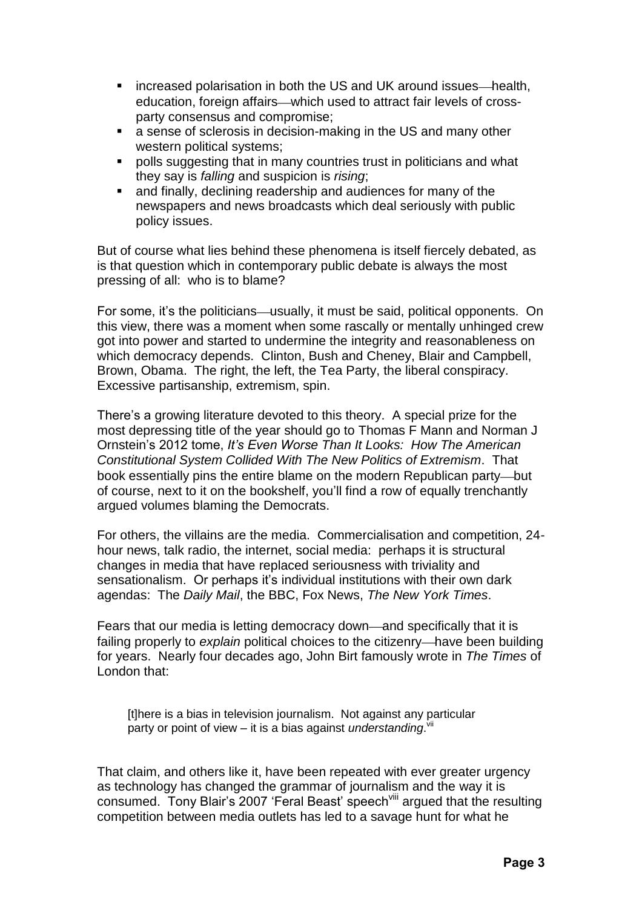- increased polarisation in both the US and UK around issues—health, education, foreign affairs—which used to attract fair levels of cross-party consensus and compromise;
- a sense of sclerosis in decision-making in the US and many other western political systems;
- polls suggesting that in many countries trust in politicians and what they say is *falling* and suspicion is *rising*;
- and finally, declining readership and audiences for many of the newspapers and news broadcasts which deal seriously with public policy issues.

But of course what lies behind these phenomena is itself fiercely debated, as is that question which in contemporary public debate is always the most pressing of all: who is to blame?

For some, it's the politicians—usually, it must be said, political opponents. On this view, there was a moment when some rascally or mentally unhinged crew got into power and started to undermine the integrity and reasonableness on which democracy depends. Clinton, Bush and Cheney, Blair and Campbell, Brown, Obama. The right, the left, the Tea Party, the liberal conspiracy. Excessive partisanship, extremism, spin.

There's a growing literature devoted to this theory. A special prize for the most depressing title of the year should go to Thomas F Mann and Norman J Ornstein's 2012 tome, *It's Even Worse Than It Looks: How The American Constitutional System Collided With The New Politics of Extremism*. That book essentially pins the entire blame on the modern Republican party—but of course, next to it on the bookshelf, you'll find a row of equally trenchantly argued volumes blaming the Democrats.

For others, the villains are the media. Commercialisation and competition, 24-hour news, talk radio, the internet, social media: perhaps it is structural changes in media that have replaced seriousness with triviality and sensationalism. Or perhaps it's individual institutions with their own dark agendas: The *Daily Mail*, the BBC, Fox News, *The New York Times*.

Fears that our media is letting democracy down—and specifically that it is failing properly to *explain* political choices to the citizenry—have been building for years. Nearly four decades ago, John Birt famously wrote in *The Times* of London that:

> [t]here is a bias in television journalism. Not against any particular party or point of view – it is a bias against *understanding*.[vii]

That claim, and others like it, have been repeated with ever greater urgency as technology has changed the grammar of journalism and the way it is consumed. Tony Blair's 2007 'Feral Beast' speech[viii] argued that the resulting competition between media outlets has led to a savage hunt for what he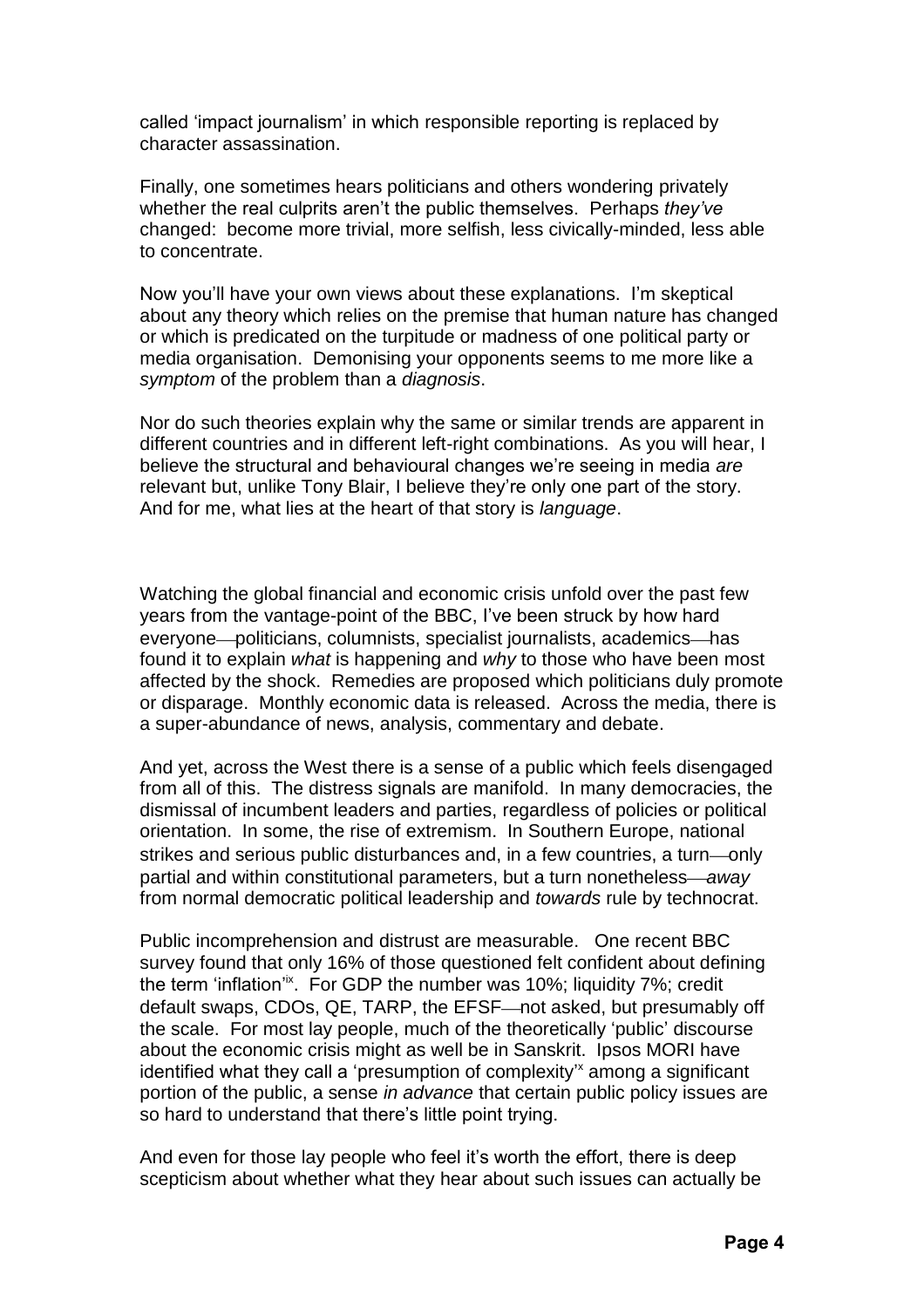called 'impact journalism' in which responsible reporting is replaced by character assassination.

Finally, one sometimes hears politicians and others wondering privately whether the real culprits aren't the public themselves. Perhaps *they've* changed: become more trivial, more selfish, less civically-minded, less able to concentrate.

Now you'll have your own views about these explanations. I'm skeptical about any theory which relies on the premise that human nature has changed or which is predicated on the turpitude or madness of one political party or media organisation. Demonising your opponents seems to me more like a *symptom* of the problem than a *diagnosis*.

Nor do such theories explain why the same or similar trends are apparent in different countries and in different left-right combinations. As you will hear, I believe the structural and behavioural changes we're seeing in media *are* relevant but, unlike Tony Blair, I believe they're only one part of the story. And for me, what lies at the heart of that story is *language*.

Watching the global financial and economic crisis unfold over the past few years from the vantage-point of the BBC, I've been struck by how hard everyone—politicians, columnists, specialist journalists, academics—has found it to explain *what* is happening and *why* to those who have been most affected by the shock. Remedies are proposed which politicians duly promote or disparage. Monthly economic data is released. Across the media, there is a super-abundance of news, analysis, commentary and debate.

And yet, across the West there is a sense of a public which feels disengaged from all of this. The distress signals are manifold. In many democracies, the dismissal of incumbent leaders and parties, regardless of policies or political orientation. In some, the rise of extremism. In Southern Europe, national strikes and serious public disturbances and, in a few countries, a turn—only partial and within constitutional parameters, but a turn nonetheless—*away* from normal democratic political leadership and *towards* rule by technocrat.

Public incomprehension and distrust are measurable. One recent BBC survey found that only 16% of those questioned felt confident about defining the term 'inflation'[ix]. For GDP the number was 10%; liquidity 7%; credit default swaps, CDOs, QE, TARP, the EFSF—not asked, but presumably off the scale. For most lay people, much of the theoretically 'public' discourse about the economic crisis might as well be in Sanskrit. Ipsos MORI have identified what they call a 'presumption of complexity'[x] among a significant portion of the public, a sense *in advance* that certain public policy issues are so hard to understand that there's little point trying.

And even for those lay people who feel it's worth the effort, there is deep scepticism about whether what they hear about such issues can actually be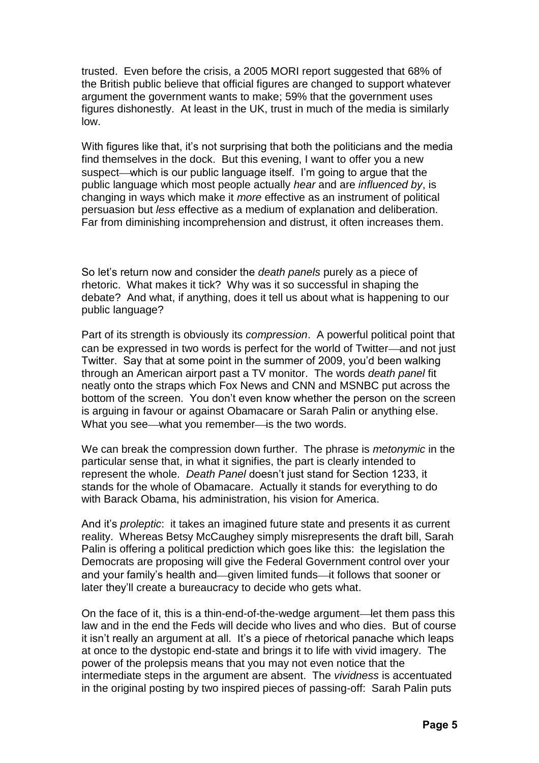trusted. Even before the crisis, a 2005 MORI report suggested that 68% of the British public believe that official figures are changed to support whatever argument the government wants to make; 59% that the government uses figures dishonestly. At least in the UK, trust in much of the media is similarly low.

With figures like that, it's not surprising that both the politicians and the media find themselves in the dock. But this evening, I want to offer you a new suspect—which is our public language itself. I'm going to argue that the public language which most people actually *hear* and are *influenced by*, is changing in ways which make it *more* effective as an instrument of political persuasion but *less* effective as a medium of explanation and deliberation. Far from diminishing incomprehension and distrust, it often increases them.

So let's return now and consider the *death panels* purely as a piece of rhetoric. What makes it tick? Why was it so successful in shaping the debate? And what, if anything, does it tell us about what is happening to our public language?

Part of its strength is obviously its *compression*. A powerful political point that can be expressed in two words is perfect for the world of Twitter—and not just Twitter. Say that at some point in the summer of 2009, you'd been walking through an American airport past a TV monitor. The words *death panel* fit neatly onto the straps which Fox News and CNN and MSNBC put across the bottom of the screen. You don't even know whether the person on the screen is arguing in favour or against Obamacare or Sarah Palin or anything else. What you see—what you remember—is the two words.

We can break the compression down further. The phrase is *metonymic* in the particular sense that, in what it signifies, the part is clearly intended to represent the whole. *Death Panel* doesn't just stand for Section 1233, it stands for the whole of Obamacare. Actually it stands for everything to do with Barack Obama, his administration, his vision for America.

And it's *proleptic*: it takes an imagined future state and presents it as current reality. Whereas Betsy McCaughey simply misrepresents the draft bill, Sarah Palin is offering a political prediction which goes like this: the legislation the Democrats are proposing will give the Federal Government control over your and your family's health and—given limited funds—it follows that sooner or later they'll create a bureaucracy to decide who gets what.

On the face of it, this is a thin-end-of-the-wedge argument—let them pass this law and in the end the Feds will decide who lives and who dies. But of course it isn't really an argument at all. It's a piece of rhetorical panache which leaps at once to the dystopic end-state and brings it to life with vivid imagery. The power of the prolepsis means that you may not even notice that the intermediate steps in the argument are absent. The *vividness* is accentuated in the original posting by two inspired pieces of passing-off: Sarah Palin puts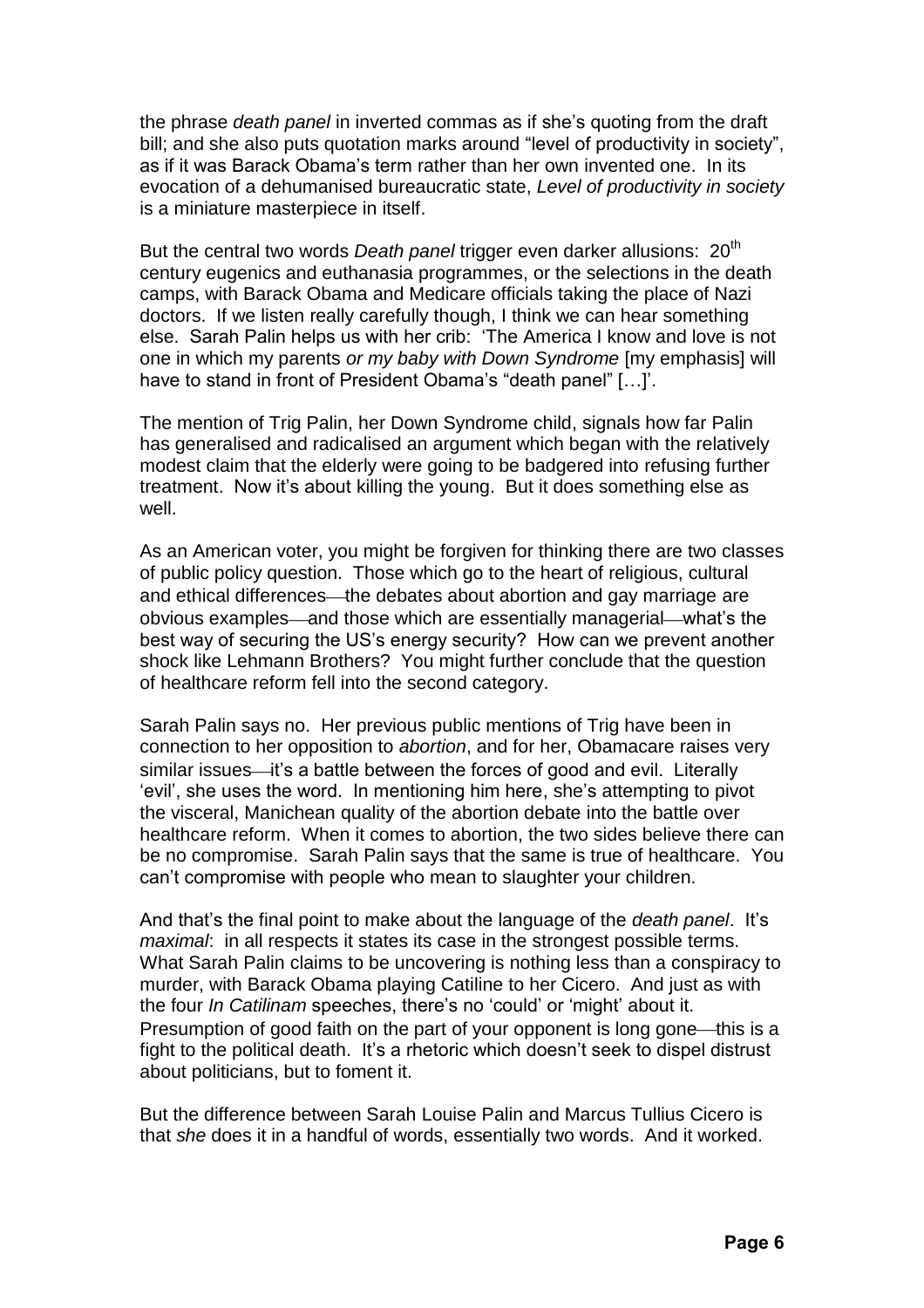the phrase *death panel* in inverted commas as if she's quoting from the draft bill; and she also puts quotation marks around "level of productivity in society", as if it was Barack Obama's term rather than her own invented one. In its evocation of a dehumanised bureaucratic state, *Level of productivity in society* is a miniature masterpiece in itself.

But the central two words *Death panel* trigger even darker allusions: 20th century eugenics and euthanasia programmes, or the selections in the death camps, with Barack Obama and Medicare officials taking the place of Nazi doctors. If we listen really carefully though, I think we can hear something else. Sarah Palin helps us with her crib: 'The America I know and love is not one in which my parents *or my baby with Down Syndrome* [my emphasis] will have to stand in front of President Obama's "death panel" […]'.

The mention of Trig Palin, her Down Syndrome child, signals how far Palin has generalised and radicalised an argument which began with the relatively modest claim that the elderly were going to be badgered into refusing further treatment. Now it's about killing the young. But it does something else as well.

As an American voter, you might be forgiven for thinking there are two classes of public policy question. Those which go to the heart of religious, cultural and ethical differences—the debates about abortion and gay marriage are obvious examples—and those which are essentially managerial—what's the best way of securing the US's energy security? How can we prevent another shock like Lehmann Brothers? You might further conclude that the question of healthcare reform fell into the second category.

Sarah Palin says no. Her previous public mentions of Trig have been in connection to her opposition to *abortion*, and for her, Obamacare raises very similar issues—it's a battle between the forces of good and evil. Literally 'evil', she uses the word. In mentioning him here, she's attempting to pivot the visceral, Manichean quality of the abortion debate into the battle over healthcare reform. When it comes to abortion, the two sides believe there can be no compromise. Sarah Palin says that the same is true of healthcare. You can't compromise with people who mean to slaughter your children.

And that's the final point to make about the language of the *death panel*. It's *maximal*: in all respects it states its case in the strongest possible terms. What Sarah Palin claims to be uncovering is nothing less than a conspiracy to murder, with Barack Obama playing Catiline to her Cicero. And just as with the four *In Catilinam* speeches, there's no 'could' or 'might' about it. Presumption of good faith on the part of your opponent is long gone—this is a fight to the political death. It's a rhetoric which doesn't seek to dispel distrust about politicians, but to foment it.

But the difference between Sarah Louise Palin and Marcus Tullius Cicero is that *she* does it in a handful of words, essentially two words. And it worked.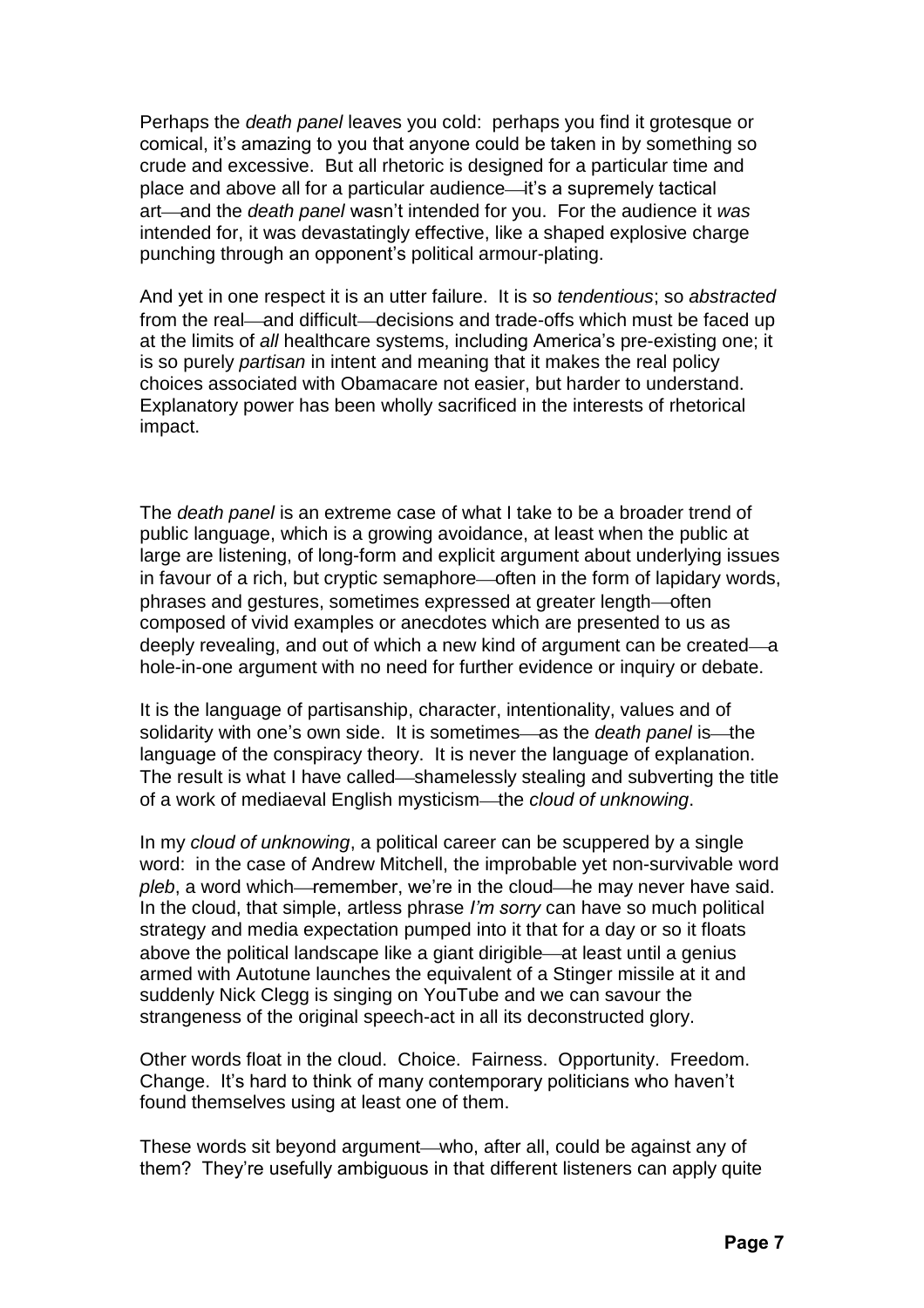Perhaps the *death panel* leaves you cold: perhaps you find it grotesque or comical, it's amazing to you that anyone could be taken in by something so crude and excessive. But all rhetoric is designed for a particular time and place and above all for a particular audience—it's a supremely tactical art—and the *death panel* wasn't intended for you. For the audience it *was* intended for, it was devastatingly effective, like a shaped explosive charge punching through an opponent's political armour-plating.

And yet in one respect it is an utter failure. It is so *tendentious*; so *abstracted* from the real—and difficult—decisions and trade-offs which must be faced up at the limits of *all* healthcare systems, including America's pre-existing one; it is so purely *partisan* in intent and meaning that it makes the real policy choices associated with Obamacare not easier, but harder to understand. Explanatory power has been wholly sacrificed in the interests of rhetorical impact.

The *death panel* is an extreme case of what I take to be a broader trend of public language, which is a growing avoidance, at least when the public at large are listening, of long-form and explicit argument about underlying issues in favour of a rich, but cryptic semaphore—often in the form of lapidary words, phrases and gestures, sometimes expressed at greater length—often composed of vivid examples or anecdotes which are presented to us as deeply revealing, and out of which a new kind of argument can be created—a hole-in-one argument with no need for further evidence or inquiry or debate.

It is the language of partisanship, character, intentionality, values and of solidarity with one's own side. It is sometimes—as the *death panel* is—the language of the conspiracy theory. It is never the language of explanation. The result is what I have called—shamelessly stealing and subverting the title of a work of mediaeval English mysticism—the *cloud of unknowing*.

In my *cloud of unknowing*, a political career can be scuppered by a single word: in the case of Andrew Mitchell, the improbable yet non-survivable word *pleb*, a word which—remember, we're in the cloud—he may never have said. In the cloud, that simple, artless phrase *I'm sorry* can have so much political strategy and media expectation pumped into it that for a day or so it floats above the political landscape like a giant dirigible—at least until a genius armed with Autotune launches the equivalent of a Stinger missile at it and suddenly Nick Clegg is singing on YouTube and we can savour the strangeness of the original speech-act in all its deconstructed glory.

Other words float in the cloud. Choice. Fairness. Opportunity. Freedom. Change. It's hard to think of many contemporary politicians who haven't found themselves using at least one of them.

These words sit beyond argument—who, after all, could be against any of them? They're usefully ambiguous in that different listeners can apply quite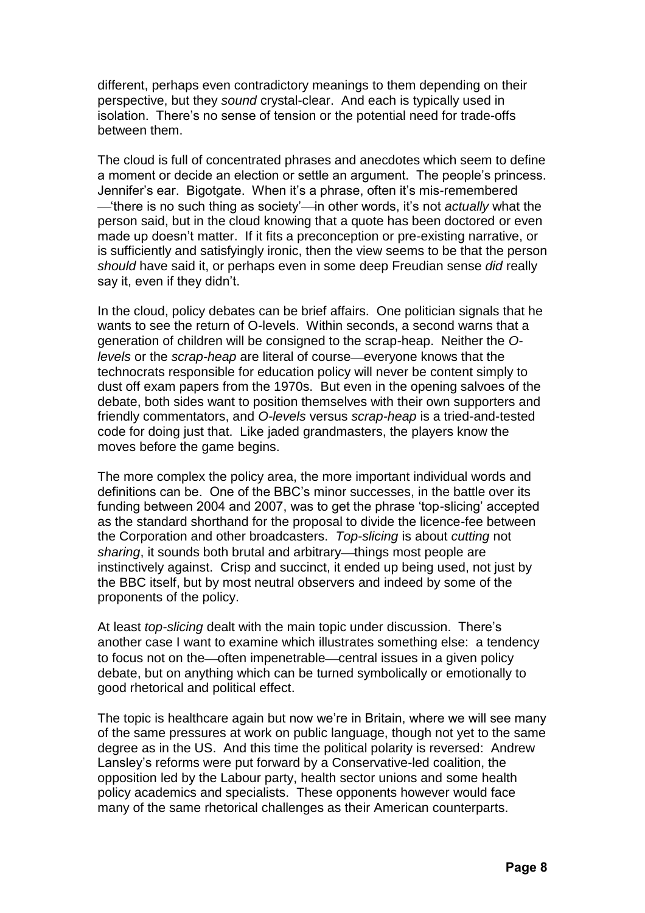different, perhaps even contradictory meanings to them depending on their perspective, but they *sound* crystal-clear. And each is typically used in isolation. There's no sense of tension or the potential need for trade-offs between them.

The cloud is full of concentrated phrases and anecdotes which seem to define a moment or decide an election or settle an argument. The people's princess. Jennifer's ear. Bigotgate. When it's a phrase, often it's mis-remembered —'there is no such thing as society'—in other words, it's not *actually* what the person said, but in the cloud knowing that a quote has been doctored or even made up doesn't matter. If it fits a preconception or pre-existing narrative, or is sufficiently and satisfyingly ironic, then the view seems to be that the person *should* have said it, or perhaps even in some deep Freudian sense *did* really say it, even if they didn't.

In the cloud, policy debates can be brief affairs. One politician signals that he wants to see the return of O-levels. Within seconds, a second warns that a generation of children will be consigned to the scrap-heap. Neither the *O-levels* or the *scrap-heap* are literal of course—everyone knows that the technocrats responsible for education policy will never be content simply to dust off exam papers from the 1970s. But even in the opening salvoes of the debate, both sides want to position themselves with their own supporters and friendly commentators, and *O-levels* versus *scrap-heap* is a tried-and-tested code for doing just that. Like jaded grandmasters, the players know the moves before the game begins.

The more complex the policy area, the more important individual words and definitions can be. One of the BBC's minor successes, in the battle over its funding between 2004 and 2007, was to get the phrase 'top-slicing' accepted as the standard shorthand for the proposal to divide the licence-fee between the Corporation and other broadcasters. *Top-slicing* is about *cutting* not *sharing*, it sounds both brutal and arbitrary—things most people are instinctively against. Crisp and succinct, it ended up being used, not just by the BBC itself, but by most neutral observers and indeed by some of the proponents of the policy.

At least *top-slicing* dealt with the main topic under discussion. There's another case I want to examine which illustrates something else: a tendency to focus not on the—often impenetrable—central issues in a given policy debate, but on anything which can be turned symbolically or emotionally to good rhetorical and political effect.

The topic is healthcare again but now we're in Britain, where we will see many of the same pressures at work on public language, though not yet to the same degree as in the US. And this time the political polarity is reversed: Andrew Lansley's reforms were put forward by a Conservative-led coalition, the opposition led by the Labour party, health sector unions and some health policy academics and specialists. These opponents however would face many of the same rhetorical challenges as their American counterparts.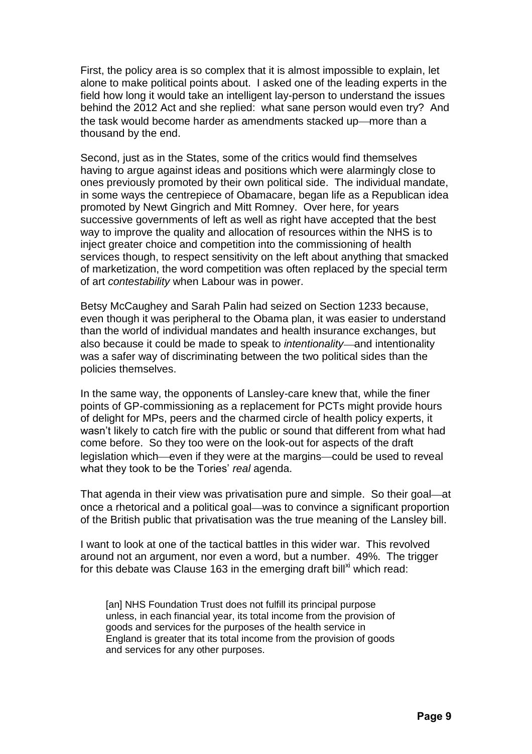First, the policy area is so complex that it is almost impossible to explain, let alone to make political points about. I asked one of the leading experts in the field how long it would take an intelligent lay-person to understand the issues behind the 2012 Act and she replied: what sane person would even try? And the task would become harder as amendments stacked up—more than a thousand by the end.

Second, just as in the States, some of the critics would find themselves having to argue against ideas and positions which were alarmingly close to ones previously promoted by their own political side. The individual mandate, in some ways the centrepiece of Obamacare, began life as a Republican idea promoted by Newt Gingrich and Mitt Romney. Over here, for years successive governments of left as well as right have accepted that the best way to improve the quality and allocation of resources within the NHS is to inject greater choice and competition into the commissioning of health services though, to respect sensitivity on the left about anything that smacked of marketization, the word competition was often replaced by the special term of art *contestability* when Labour was in power.

Betsy McCaughey and Sarah Palin had seized on Section 1233 because, even though it was peripheral to the Obama plan, it was easier to understand than the world of individual mandates and health insurance exchanges, but also because it could be made to speak to *intentionality*—and intentionality was a safer way of discriminating between the two political sides than the policies themselves.

In the same way, the opponents of Lansley-care knew that, while the finer points of GP-commissioning as a replacement for PCTs might provide hours of delight for MPs, peers and the charmed circle of health policy experts, it wasn't likely to catch fire with the public or sound that different from what had come before. So they too were on the look-out for aspects of the draft legislation which—even if they were at the margins—could be used to reveal what they took to be the Tories' *real* agenda.

That agenda in their view was privatisation pure and simple. So their goal—at once a rhetorical and a political goal—was to convince a significant proportion of the British public that privatisation was the true meaning of the Lansley bill.

I want to look at one of the tactical battles in this wider war. This revolved around not an argument, nor even a word, but a number. 49%. The trigger for this debate was Clause 163 in the emerging draft bill[xi] which read:

> [an] NHS Foundation Trust does not fulfill its principal purpose unless, in each financial year, its total income from the provision of goods and services for the purposes of the health service in England is greater that its total income from the provision of goods and services for any other purposes.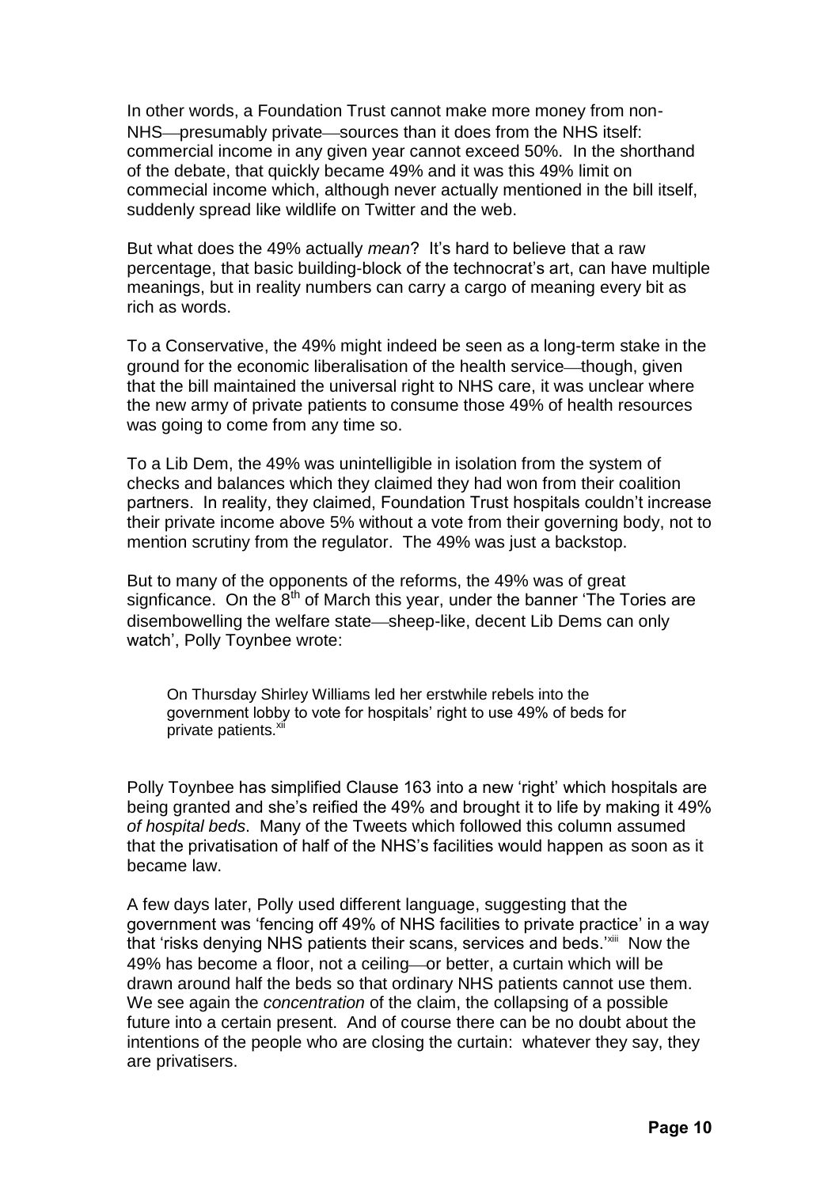In other words, a Foundation Trust cannot make more money from non-NHS—presumably private—sources than it does from the NHS itself: commercial income in any given year cannot exceed 50%. In the shorthand of the debate, that quickly became 49% and it was this 49% limit on commecial income which, although never actually mentioned in the bill itself, suddenly spread like wildlife on Twitter and the web.

But what does the 49% actually *mean*? It's hard to believe that a raw percentage, that basic building-block of the technocrat's art, can have multiple meanings, but in reality numbers can carry a cargo of meaning every bit as rich as words.

To a Conservative, the 49% might indeed be seen as a long-term stake in the ground for the economic liberalisation of the health service—though, given that the bill maintained the universal right to NHS care, it was unclear where the new army of private patients to consume those 49% of health resources was going to come from any time so.

To a Lib Dem, the 49% was unintelligible in isolation from the system of checks and balances which they claimed they had won from their coalition partners. In reality, they claimed, Foundation Trust hospitals couldn't increase their private income above 5% without a vote from their governing body, not to mention scrutiny from the regulator. The 49% was just a backstop.

But to many of the opponents of the reforms, the 49% was of great signficance. On the 8th of March this year, under the banner 'The Tories are disembowelling the welfare state—sheep-like, decent Lib Dems can only watch', Polly Toynbee wrote:

> On Thursday Shirley Williams led her erstwhile rebels into the government lobby to vote for hospitals' right to use 49% of beds for private patients.[xii]

Polly Toynbee has simplified Clause 163 into a new 'right' which hospitals are being granted and she's reified the 49% and brought it to life by making it 49% *of hospital beds*. Many of the Tweets which followed this column assumed that the privatisation of half of the NHS's facilities would happen as soon as it became law.

A few days later, Polly used different language, suggesting that the government was 'fencing off 49% of NHS facilities to private practice' in a way that 'risks denying NHS patients their scans, services and beds.'[xiii] Now the 49% has become a floor, not a ceiling—or better, a curtain which will be drawn around half the beds so that ordinary NHS patients cannot use them. We see again the *concentration* of the claim, the collapsing of a possible future into a certain present. And of course there can be no doubt about the intentions of the people who are closing the curtain: whatever they say, they are privatisers.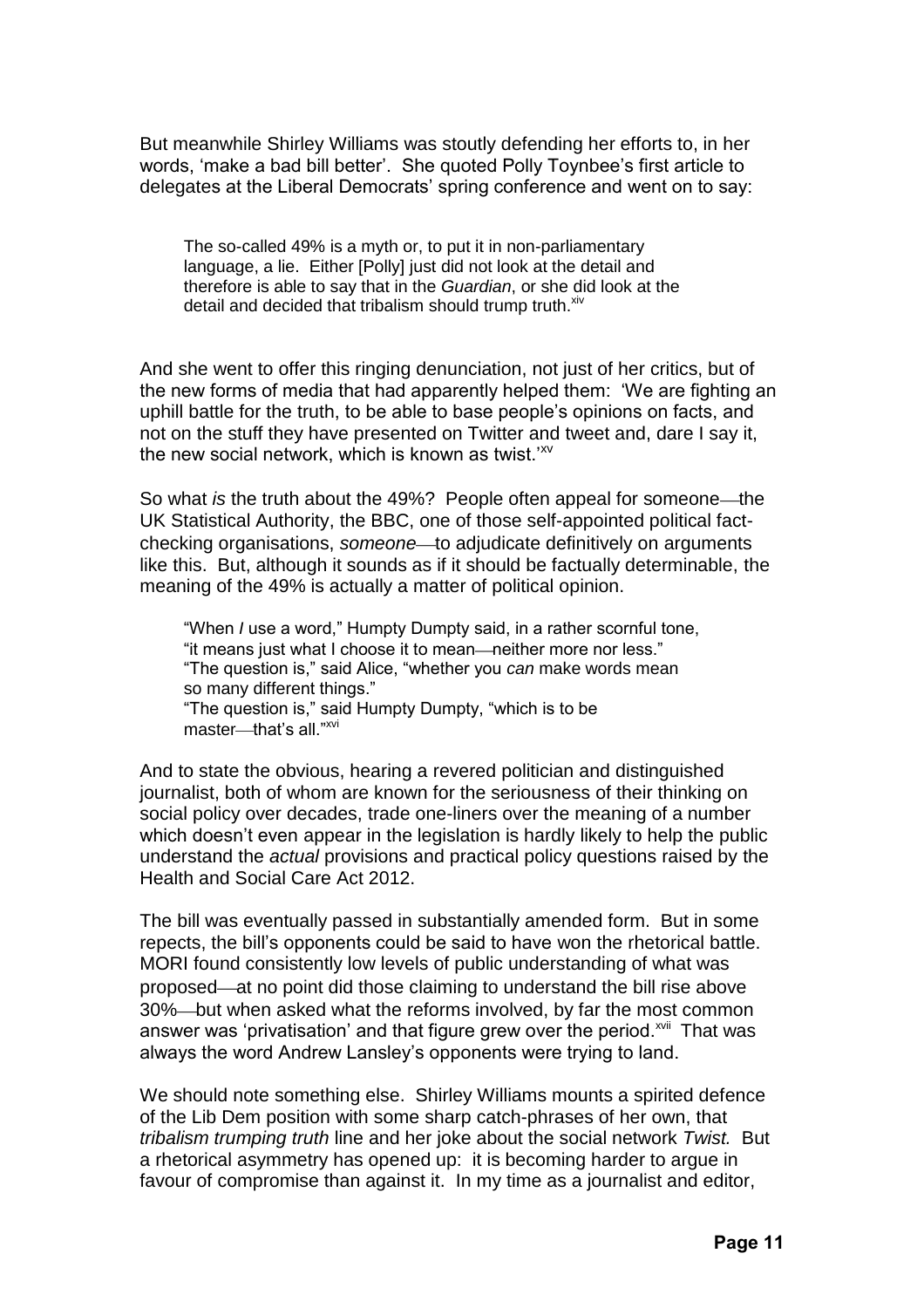But meanwhile Shirley Williams was stoutly defending her efforts to, in her words, 'make a bad bill better'. She quoted Polly Toynbee's first article to delegates at the Liberal Democrats' spring conference and went on to say:

> The so-called 49% is a myth or, to put it in non-parliamentary language, a lie. Either [Polly] just did not look at the detail and therefore is able to say that in the *Guardian*, or she did look at the detail and decided that tribalism should trump truth.[xiv]

And she went to offer this ringing denunciation, not just of her critics, but of the new forms of media that had apparently helped them: 'We are fighting an uphill battle for the truth, to be able to base people's opinions on facts, and not on the stuff they have presented on Twitter and tweet and, dare I say it, the new social network, which is known as twist.'[xv]

So what *is* the truth about the 49%? People often appeal for someone—the UK Statistical Authority, the BBC, one of those self-appointed political fact-checking organisations, *someone*—to adjudicate definitively on arguments like this. But, although it sounds as if it should be factually determinable, the meaning of the 49% is actually a matter of political opinion.

> "When *I* use a word," Humpty Dumpty said, in a rather scornful tone, "it means just what I choose it to mean—neither more nor less."
> "The question is," said Alice, "whether you *can* make words mean so many different things."
> "The question is," said Humpty Dumpty, "which is to be master—that's all."[xvi]

And to state the obvious, hearing a revered politician and distinguished journalist, both of whom are known for the seriousness of their thinking on social policy over decades, trade one-liners over the meaning of a number which doesn't even appear in the legislation is hardly likely to help the public understand the *actual* provisions and practical policy questions raised by the Health and Social Care Act 2012.

The bill was eventually passed in substantially amended form. But in some repects, the bill's opponents could be said to have won the rhetorical battle. MORI found consistently low levels of public understanding of what was proposed—at no point did those claiming to understand the bill rise above 30%—but when asked what the reforms involved, by far the most common answer was 'privatisation' and that figure grew over the period.[xvii] That was always the word Andrew Lansley's opponents were trying to land.

We should note something else. Shirley Williams mounts a spirited defence of the Lib Dem position with some sharp catch-phrases of her own, that *tribalism trumping truth* line and her joke about the social network *Twist.* But a rhetorical asymmetry has opened up: it is becoming harder to argue in favour of compromise than against it. In my time as a journalist and editor,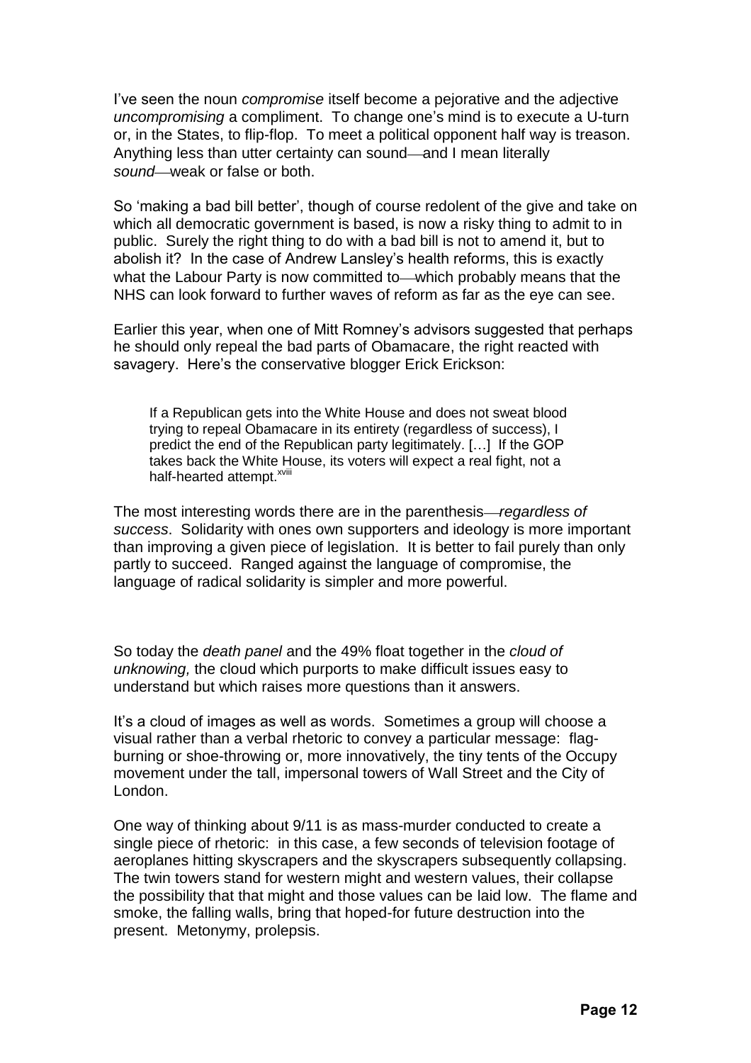I've seen the noun *compromise* itself become a pejorative and the adjective *uncompromising* a compliment. To change one's mind is to execute a U-turn or, in the States, to flip-flop. To meet a political opponent half way is treason. Anything less than utter certainty can sound—and I mean literally *sound*—weak or false or both.

So 'making a bad bill better', though of course redolent of the give and take on which all democratic government is based, is now a risky thing to admit to in public. Surely the right thing to do with a bad bill is not to amend it, but to abolish it? In the case of Andrew Lansley's health reforms, this is exactly what the Labour Party is now committed to—which probably means that the NHS can look forward to further waves of reform as far as the eye can see.

Earlier this year, when one of Mitt Romney's advisors suggested that perhaps he should only repeal the bad parts of Obamacare, the right reacted with savagery. Here's the conservative blogger Erick Erickson:

> If a Republican gets into the White House and does not sweat blood trying to repeal Obamacare in its entirety (regardless of success), I predict the end of the Republican party legitimately. […] If the GOP takes back the White House, its voters will expect a real fight, not a half-hearted attempt.[xviii]

The most interesting words there are in the parenthesis—*regardless of success*. Solidarity with ones own supporters and ideology is more important than improving a given piece of legislation. It is better to fail purely than only partly to succeed. Ranged against the language of compromise, the language of radical solidarity is simpler and more powerful.

So today the *death panel* and the 49% float together in the *cloud of unknowing,* the cloud which purports to make difficult issues easy to understand but which raises more questions than it answers.

It's a cloud of images as well as words. Sometimes a group will choose a visual rather than a verbal rhetoric to convey a particular message: flag-burning or shoe-throwing or, more innovatively, the tiny tents of the Occupy movement under the tall, impersonal towers of Wall Street and the City of London.

One way of thinking about 9/11 is as mass-murder conducted to create a single piece of rhetoric: in this case, a few seconds of television footage of aeroplanes hitting skyscrapers and the skyscrapers subsequently collapsing. The twin towers stand for western might and western values, their collapse the possibility that that might and those values can be laid low. The flame and smoke, the falling walls, bring that hoped-for future destruction into the present. Metonymy, prolepsis.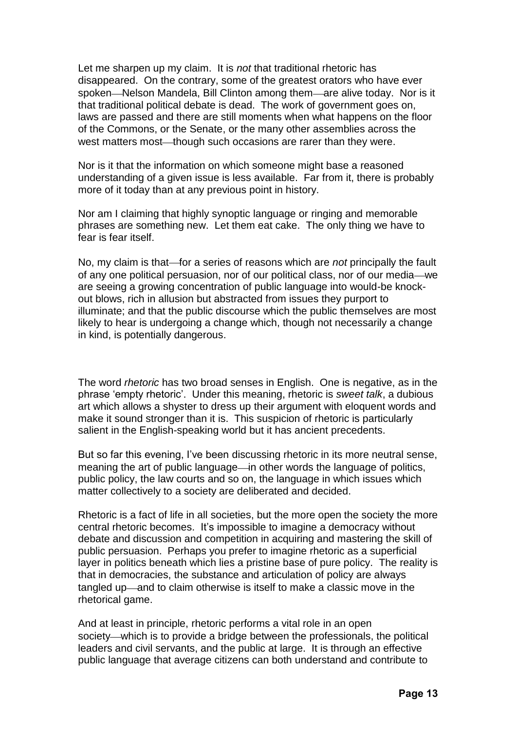Let me sharpen up my claim. It is *not* that traditional rhetoric has disappeared. On the contrary, some of the greatest orators who have ever spoken—Nelson Mandela, Bill Clinton among them—are alive today. Nor is it that traditional political debate is dead. The work of government goes on, laws are passed and there are still moments when what happens on the floor of the Commons, or the Senate, or the many other assemblies across the west matters most—though such occasions are rarer than they were.

Nor is it that the information on which someone might base a reasoned understanding of a given issue is less available. Far from it, there is probably more of it today than at any previous point in history.

Nor am I claiming that highly synoptic language or ringing and memorable phrases are something new. Let them eat cake. The only thing we have to fear is fear itself.

No, my claim is that—for a series of reasons which are *not* principally the fault of any one political persuasion, nor of our political class, nor of our media—we are seeing a growing concentration of public language into would-be knock-out blows, rich in allusion but abstracted from issues they purport to illuminate; and that the public discourse which the public themselves are most likely to hear is undergoing a change which, though not necessarily a change in kind, is potentially dangerous.

The word *rhetoric* has two broad senses in English. One is negative, as in the phrase 'empty rhetoric'. Under this meaning, rhetoric is *sweet talk*, a dubious art which allows a shyster to dress up their argument with eloquent words and make it sound stronger than it is. This suspicion of rhetoric is particularly salient in the English-speaking world but it has ancient precedents.

But so far this evening, I've been discussing rhetoric in its more neutral sense, meaning the art of public language—in other words the language of politics, public policy, the law courts and so on, the language in which issues which matter collectively to a society are deliberated and decided.

Rhetoric is a fact of life in all societies, but the more open the society the more central rhetoric becomes. It's impossible to imagine a democracy without debate and discussion and competition in acquiring and mastering the skill of public persuasion. Perhaps you prefer to imagine rhetoric as a superficial layer in politics beneath which lies a pristine base of pure policy. The reality is that in democracies, the substance and articulation of policy are always tangled up—and to claim otherwise is itself to make a classic move in the rhetorical game.

And at least in principle, rhetoric performs a vital role in an open society—which is to provide a bridge between the professionals, the political leaders and civil servants, and the public at large. It is through an effective public language that average citizens can both understand and contribute to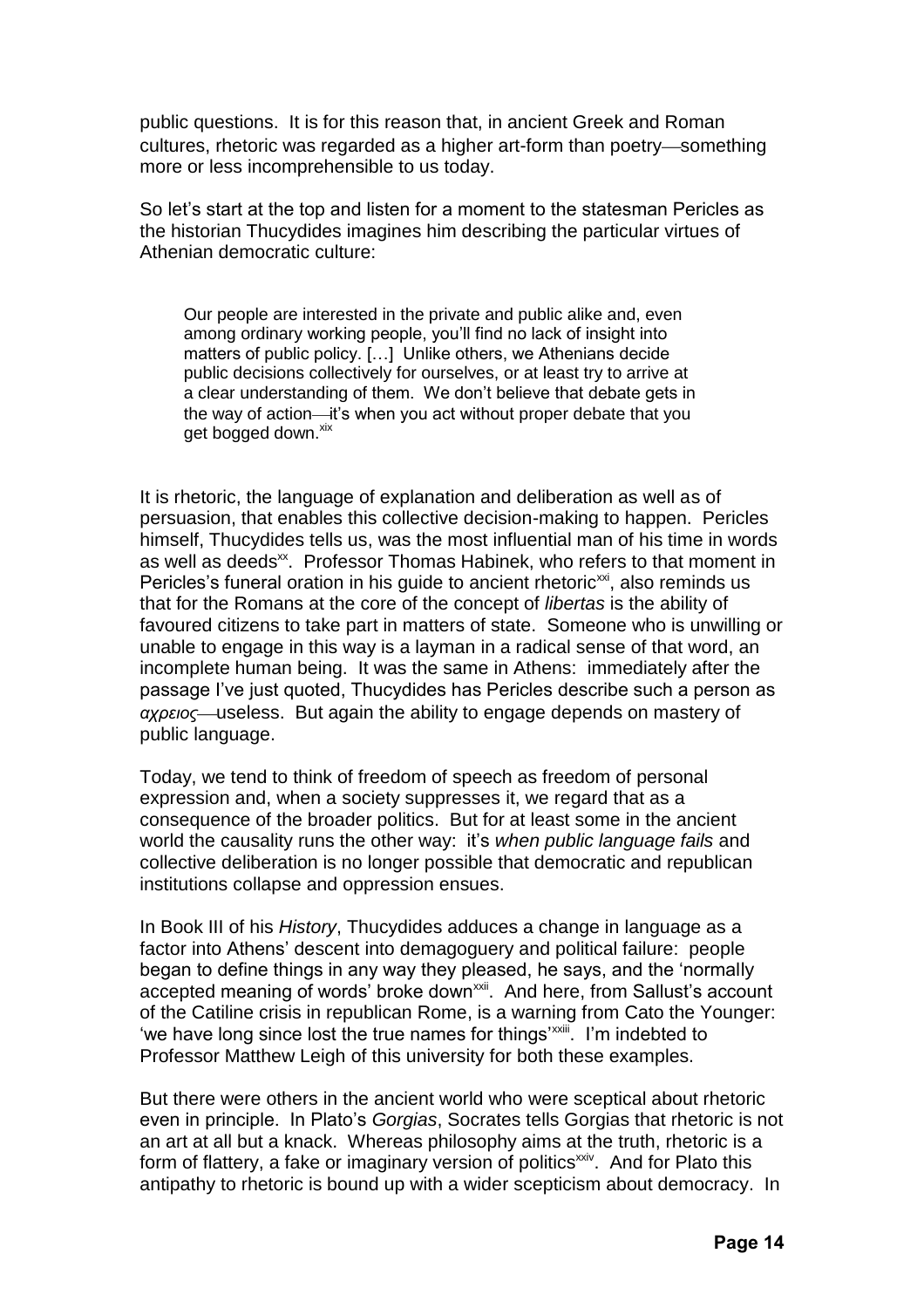public questions. It is for this reason that, in ancient Greek and Roman cultures, rhetoric was regarded as a higher art-form than poetry—something more or less incomprehensible to us today.

So let's start at the top and listen for a moment to the statesman Pericles as the historian Thucydides imagines him describing the particular virtues of Athenian democratic culture:

> Our people are interested in the private and public alike and, even among ordinary working people, you'll find no lack of insight into matters of public policy. […] Unlike others, we Athenians decide public decisions collectively for ourselves, or at least try to arrive at a clear understanding of them. We don't believe that debate gets in the way of action—it's when you act without proper debate that you get bogged down.[xix]

It is rhetoric, the language of explanation and deliberation as well as of persuasion, that enables this collective decision-making to happen. Pericles himself, Thucydides tells us, was the most influential man of his time in words as well as deeds[xx]. Professor Thomas Habinek, who refers to that moment in Pericles's funeral oration in his guide to ancient rhetoric[xxi], also reminds us that for the Romans at the core of the concept of *libertas* is the ability of favoured citizens to take part in matters of state. Someone who is unwilling or unable to engage in this way is a layman in a radical sense of that word, an incomplete human being. It was the same in Athens: immediately after the passage I've just quoted, Thucydides has Pericles describe such a person as *αχρειος*—useless. But again the ability to engage depends on mastery of public language.

Today, we tend to think of freedom of speech as freedom of personal expression and, when a society suppresses it, we regard that as a consequence of the broader politics. But for at least some in the ancient world the causality runs the other way: it's *when public language fails* and collective deliberation is no longer possible that democratic and republican institutions collapse and oppression ensues.

In Book III of his *History*, Thucydides adduces a change in language as a factor into Athens' descent into demagoguery and political failure: people began to define things in any way they pleased, he says, and the 'normally accepted meaning of words' broke down[xxii]. And here, from Sallust's account of the Catiline crisis in republican Rome, is a warning from Cato the Younger: 'we have long since lost the true names for things'[xxiii]. I'm indebted to Professor Matthew Leigh of this university for both these examples.

But there were others in the ancient world who were sceptical about rhetoric even in principle. In Plato's *Gorgias*, Socrates tells Gorgias that rhetoric is not an art at all but a knack. Whereas philosophy aims at the truth, rhetoric is a form of flattery, a fake or imaginary version of politics[xxiv]. And for Plato this antipathy to rhetoric is bound up with a wider scepticism about democracy. In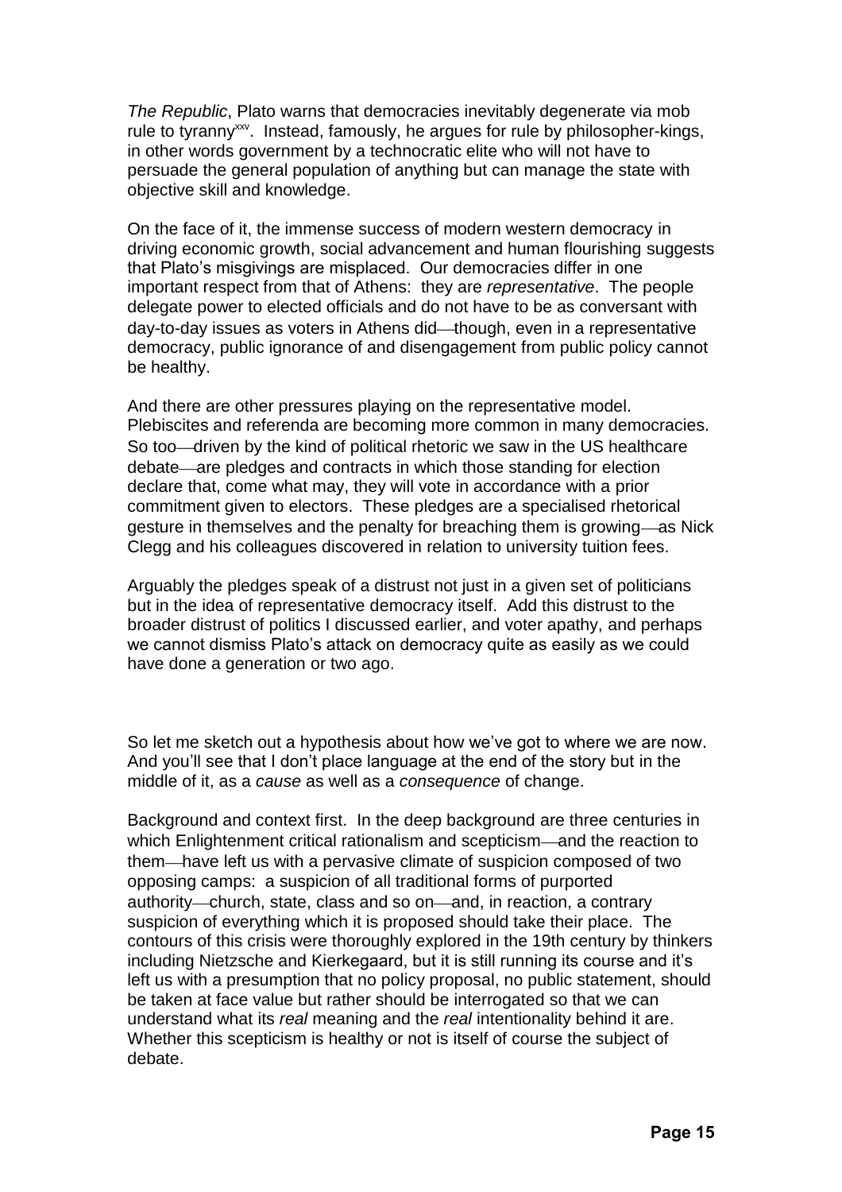*The Republic*, Plato warns that democracies inevitably degenerate via mob rule to tyranny[xxv]. Instead, famously, he argues for rule by philosopher-kings, in other words government by a technocratic elite who will not have to persuade the general population of anything but can manage the state with objective skill and knowledge.

On the face of it, the immense success of modern western democracy in driving economic growth, social advancement and human flourishing suggests that Plato's misgivings are misplaced. Our democracies differ in one important respect from that of Athens: they are *representative*. The people delegate power to elected officials and do not have to be as conversant with day-to-day issues as voters in Athens did—though, even in a representative democracy, public ignorance of and disengagement from public policy cannot be healthy.

And there are other pressures playing on the representative model. Plebiscites and referenda are becoming more common in many democracies. So too—driven by the kind of political rhetoric we saw in the US healthcare debate—are pledges and contracts in which those standing for election declare that, come what may, they will vote in accordance with a prior commitment given to electors. These pledges are a specialised rhetorical gesture in themselves and the penalty for breaching them is growing—as Nick Clegg and his colleagues discovered in relation to university tuition fees.

Arguably the pledges speak of a distrust not just in a given set of politicians but in the idea of representative democracy itself. Add this distrust to the broader distrust of politics I discussed earlier, and voter apathy, and perhaps we cannot dismiss Plato's attack on democracy quite as easily as we could have done a generation or two ago.

So let me sketch out a hypothesis about how we've got to where we are now. And you'll see that I don't place language at the end of the story but in the middle of it, as a *cause* as well as a *consequence* of change.

Background and context first. In the deep background are three centuries in which Enlightenment critical rationalism and scepticism—and the reaction to them—have left us with a pervasive climate of suspicion composed of two opposing camps: a suspicion of all traditional forms of purported authority—church, state, class and so on—and, in reaction, a contrary suspicion of everything which it is proposed should take their place. The contours of this crisis were thoroughly explored in the 19th century by thinkers including Nietzsche and Kierkegaard, but it is still running its course and it's left us with a presumption that no policy proposal, no public statement, should be taken at face value but rather should be interrogated so that we can understand what its *real* meaning and the *real* intentionality behind it are. Whether this scepticism is healthy or not is itself of course the subject of debate.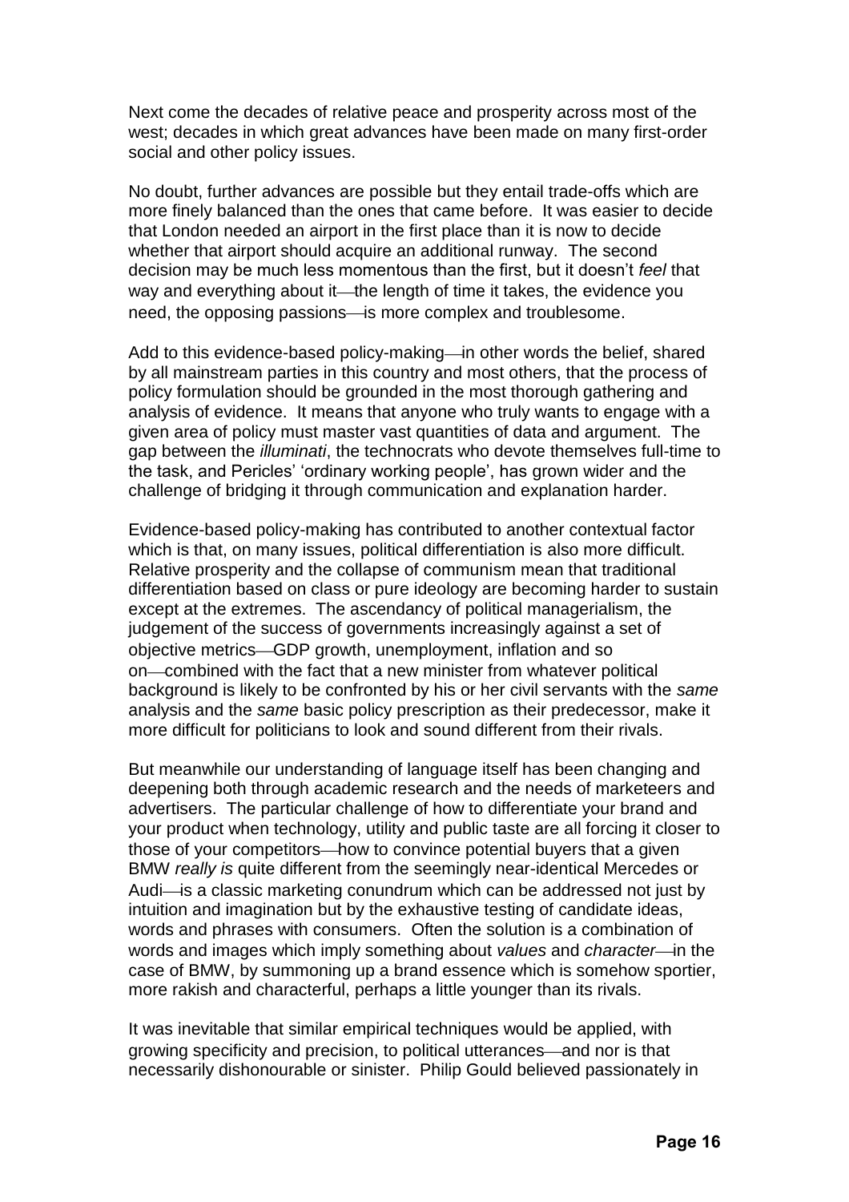Next come the decades of relative peace and prosperity across most of the west; decades in which great advances have been made on many first-order social and other policy issues.

No doubt, further advances are possible but they entail trade-offs which are more finely balanced than the ones that came before. It was easier to decide that London needed an airport in the first place than it is now to decide whether that airport should acquire an additional runway. The second decision may be much less momentous than the first, but it doesn't *feel* that way and everything about it—the length of time it takes, the evidence you need, the opposing passions—is more complex and troublesome.

Add to this evidence-based policy-making—in other words the belief, shared by all mainstream parties in this country and most others, that the process of policy formulation should be grounded in the most thorough gathering and analysis of evidence. It means that anyone who truly wants to engage with a given area of policy must master vast quantities of data and argument. The gap between the *illuminati*, the technocrats who devote themselves full-time to the task, and Pericles' 'ordinary working people', has grown wider and the challenge of bridging it through communication and explanation harder.

Evidence-based policy-making has contributed to another contextual factor which is that, on many issues, political differentiation is also more difficult. Relative prosperity and the collapse of communism mean that traditional differentiation based on class or pure ideology are becoming harder to sustain except at the extremes. The ascendancy of political managerialism, the judgement of the success of governments increasingly against a set of objective metrics—GDP growth, unemployment, inflation and so on—combined with the fact that a new minister from whatever political background is likely to be confronted by his or her civil servants with the *same* analysis and the *same* basic policy prescription as their predecessor, make it more difficult for politicians to look and sound different from their rivals.

But meanwhile our understanding of language itself has been changing and deepening both through academic research and the needs of marketeers and advertisers. The particular challenge of how to differentiate your brand and your product when technology, utility and public taste are all forcing it closer to those of your competitors—how to convince potential buyers that a given BMW *really is* quite different from the seemingly near-identical Mercedes or Audi—is a classic marketing conundrum which can be addressed not just by intuition and imagination but by the exhaustive testing of candidate ideas, words and phrases with consumers. Often the solution is a combination of words and images which imply something about *values* and *character*—in the case of BMW, by summoning up a brand essence which is somehow sportier, more rakish and characterful, perhaps a little younger than its rivals.

It was inevitable that similar empirical techniques would be applied, with growing specificity and precision, to political utterances—and nor is that necessarily dishonourable or sinister. Philip Gould believed passionately in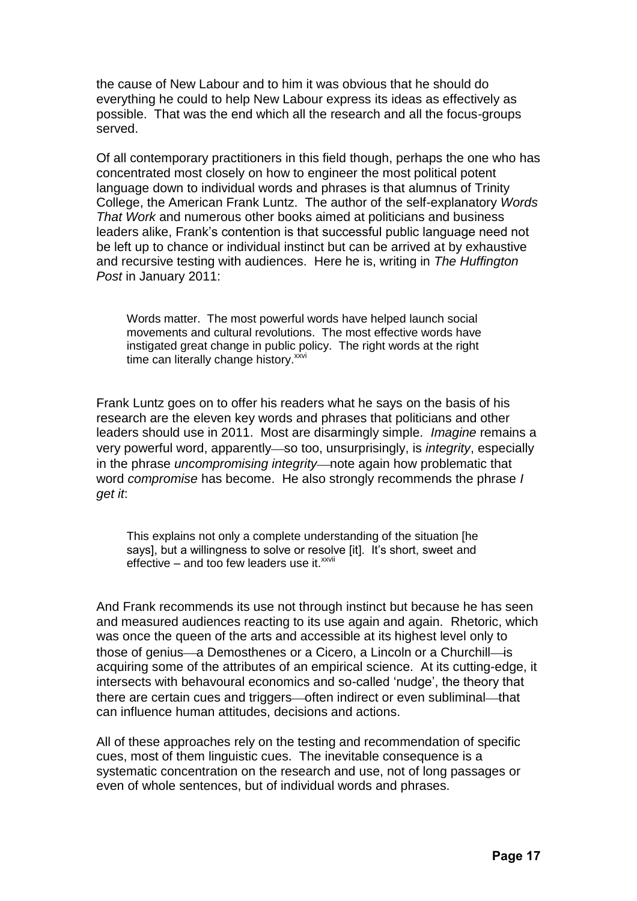the cause of New Labour and to him it was obvious that he should do everything he could to help New Labour express its ideas as effectively as possible. That was the end which all the research and all the focus-groups served.

Of all contemporary practitioners in this field though, perhaps the one who has concentrated most closely on how to engineer the most political potent language down to individual words and phrases is that alumnus of Trinity College, the American Frank Luntz. The author of the self-explanatory *Words That Work* and numerous other books aimed at politicians and business leaders alike, Frank's contention is that successful public language need not be left up to chance or individual instinct but can be arrived at by exhaustive and recursive testing with audiences. Here he is, writing in *The Huffington Post* in January 2011:

> Words matter. The most powerful words have helped launch social movements and cultural revolutions. The most effective words have instigated great change in public policy. The right words at the right time can literally change history.[xxvi]

Frank Luntz goes on to offer his readers what he says on the basis of his research are the eleven key words and phrases that politicians and other leaders should use in 2011. Most are disarmingly simple. *Imagine* remains a very powerful word, apparently—so too, unsurprisingly, is *integrity*, especially in the phrase *uncompromising integrity*—note again how problematic that word *compromise* has become. He also strongly recommends the phrase *I get it*:

> This explains not only a complete understanding of the situation [he says], but a willingness to solve or resolve [it]. It's short, sweet and effective – and too few leaders use it.[xxvii]

And Frank recommends its use not through instinct but because he has seen and measured audiences reacting to its use again and again. Rhetoric, which was once the queen of the arts and accessible at its highest level only to those of genius—a Demosthenes or a Cicero, a Lincoln or a Churchill—is acquiring some of the attributes of an empirical science. At its cutting-edge, it intersects with behavoural economics and so-called 'nudge', the theory that there are certain cues and triggers—often indirect or even subliminal—that can influence human attitudes, decisions and actions.

All of these approaches rely on the testing and recommendation of specific cues, most of them linguistic cues. The inevitable consequence is a systematic concentration on the research and use, not of long passages or even of whole sentences, but of individual words and phrases.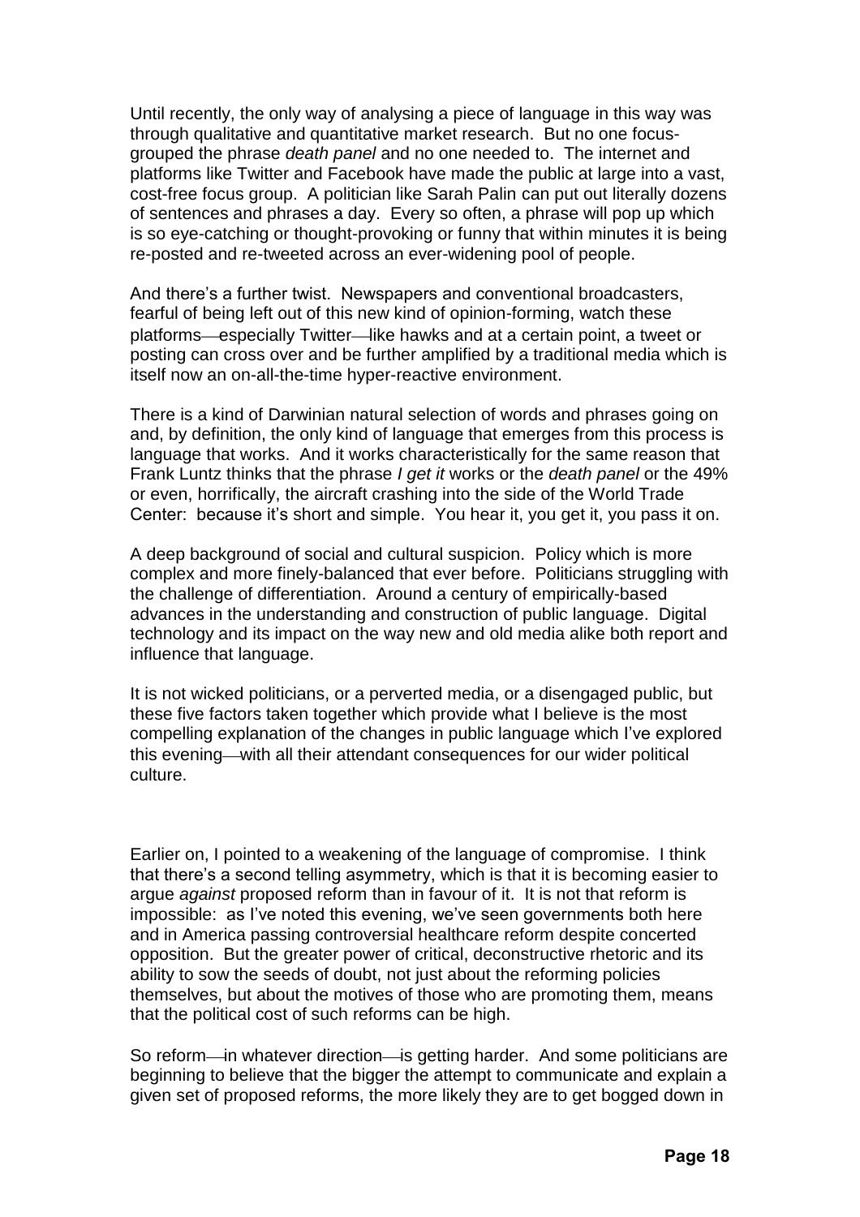Until recently, the only way of analysing a piece of language in this way was through qualitative and quantitative market research. But no one focus-grouped the phrase *death panel* and no one needed to. The internet and platforms like Twitter and Facebook have made the public at large into a vast, cost-free focus group. A politician like Sarah Palin can put out literally dozens of sentences and phrases a day. Every so often, a phrase will pop up which is so eye-catching or thought-provoking or funny that within minutes it is being re-posted and re-tweeted across an ever-widening pool of people.

And there's a further twist. Newspapers and conventional broadcasters, fearful of being left out of this new kind of opinion-forming, watch these platforms—especially Twitter—like hawks and at a certain point, a tweet or posting can cross over and be further amplified by a traditional media which is itself now an on-all-the-time hyper-reactive environment.

There is a kind of Darwinian natural selection of words and phrases going on and, by definition, the only kind of language that emerges from this process is language that works. And it works characteristically for the same reason that Frank Luntz thinks that the phrase *I get it* works or the *death panel* or the 49% or even, horrifically, the aircraft crashing into the side of the World Trade Center: because it's short and simple. You hear it, you get it, you pass it on.

A deep background of social and cultural suspicion. Policy which is more complex and more finely-balanced that ever before. Politicians struggling with the challenge of differentiation. Around a century of empirically-based advances in the understanding and construction of public language. Digital technology and its impact on the way new and old media alike both report and influence that language.

It is not wicked politicians, or a perverted media, or a disengaged public, but these five factors taken together which provide what I believe is the most compelling explanation of the changes in public language which I've explored this evening—with all their attendant consequences for our wider political culture.

Earlier on, I pointed to a weakening of the language of compromise. I think that there's a second telling asymmetry, which is that it is becoming easier to argue *against* proposed reform than in favour of it. It is not that reform is impossible: as I've noted this evening, we've seen governments both here and in America passing controversial healthcare reform despite concerted opposition. But the greater power of critical, deconstructive rhetoric and its ability to sow the seeds of doubt, not just about the reforming policies themselves, but about the motives of those who are promoting them, means that the political cost of such reforms can be high.

So reform—in whatever direction—is getting harder. And some politicians are beginning to believe that the bigger the attempt to communicate and explain a given set of proposed reforms, the more likely they are to get bogged down in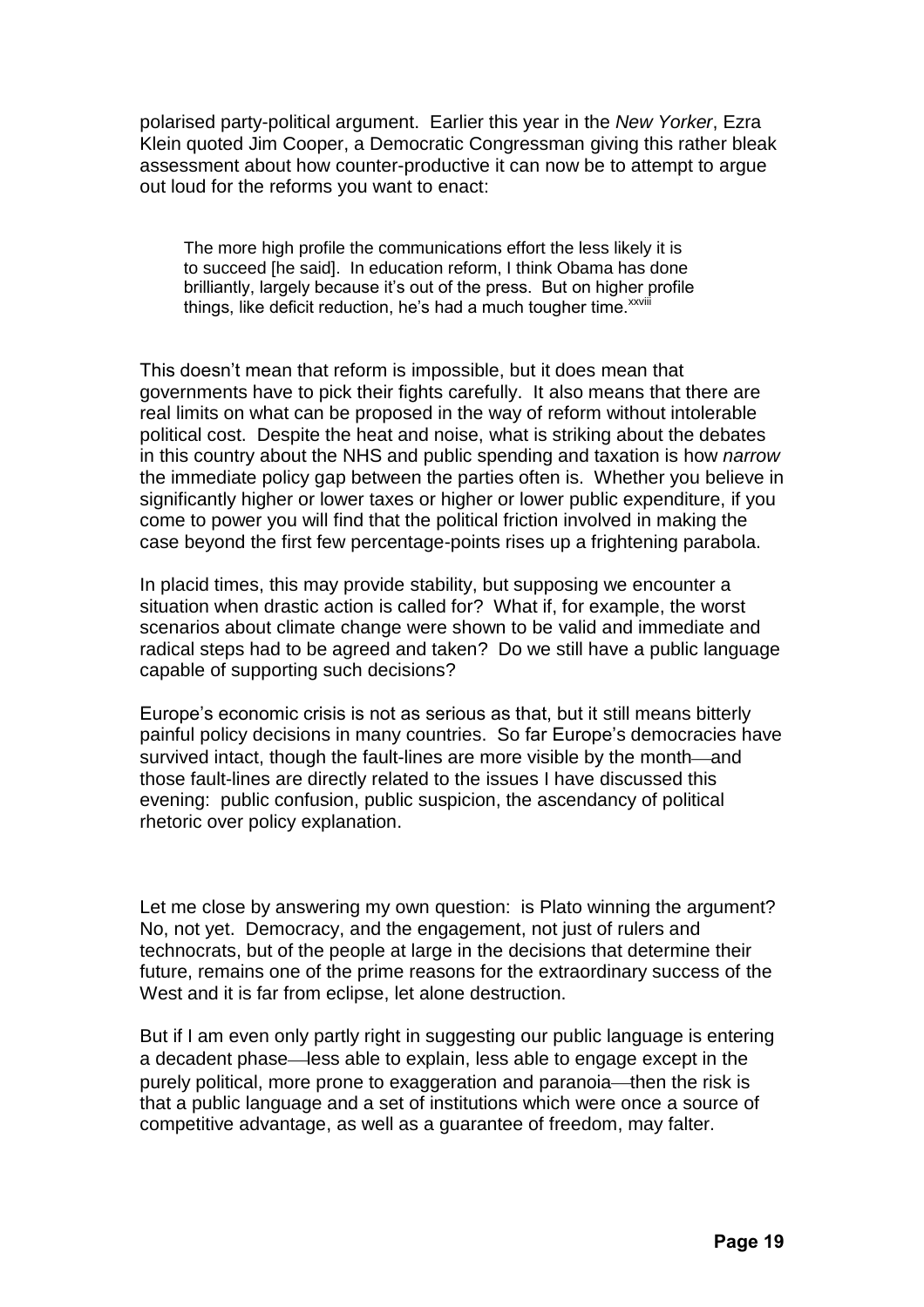polarised party-political argument. Earlier this year in the *New Yorker*, Ezra Klein quoted Jim Cooper, a Democratic Congressman giving this rather bleak assessment about how counter-productive it can now be to attempt to argue out loud for the reforms you want to enact:

> The more high profile the communications effort the less likely it is to succeed [he said]. In education reform, I think Obama has done brilliantly, largely because it's out of the press. But on higher profile things, like deficit reduction, he's had a much tougher time.[xxviii]

This doesn't mean that reform is impossible, but it does mean that governments have to pick their fights carefully. It also means that there are real limits on what can be proposed in the way of reform without intolerable political cost. Despite the heat and noise, what is striking about the debates in this country about the NHS and public spending and taxation is how *narrow* the immediate policy gap between the parties often is. Whether you believe in significantly higher or lower taxes or higher or lower public expenditure, if you come to power you will find that the political friction involved in making the case beyond the first few percentage-points rises up a frightening parabola.

In placid times, this may provide stability, but supposing we encounter a situation when drastic action is called for? What if, for example, the worst scenarios about climate change were shown to be valid and immediate and radical steps had to be agreed and taken? Do we still have a public language capable of supporting such decisions?

Europe's economic crisis is not as serious as that, but it still means bitterly painful policy decisions in many countries. So far Europe's democracies have survived intact, though the fault-lines are more visible by the month—and those fault-lines are directly related to the issues I have discussed this evening: public confusion, public suspicion, the ascendancy of political rhetoric over policy explanation.

Let me close by answering my own question: is Plato winning the argument? No, not yet. Democracy, and the engagement, not just of rulers and technocrats, but of the people at large in the decisions that determine their future, remains one of the prime reasons for the extraordinary success of the West and it is far from eclipse, let alone destruction.

But if I am even only partly right in suggesting our public language is entering a decadent phase—less able to explain, less able to engage except in the purely political, more prone to exaggeration and paranoia—then the risk is that a public language and a set of institutions which were once a source of competitive advantage, as well as a guarantee of freedom, may falter.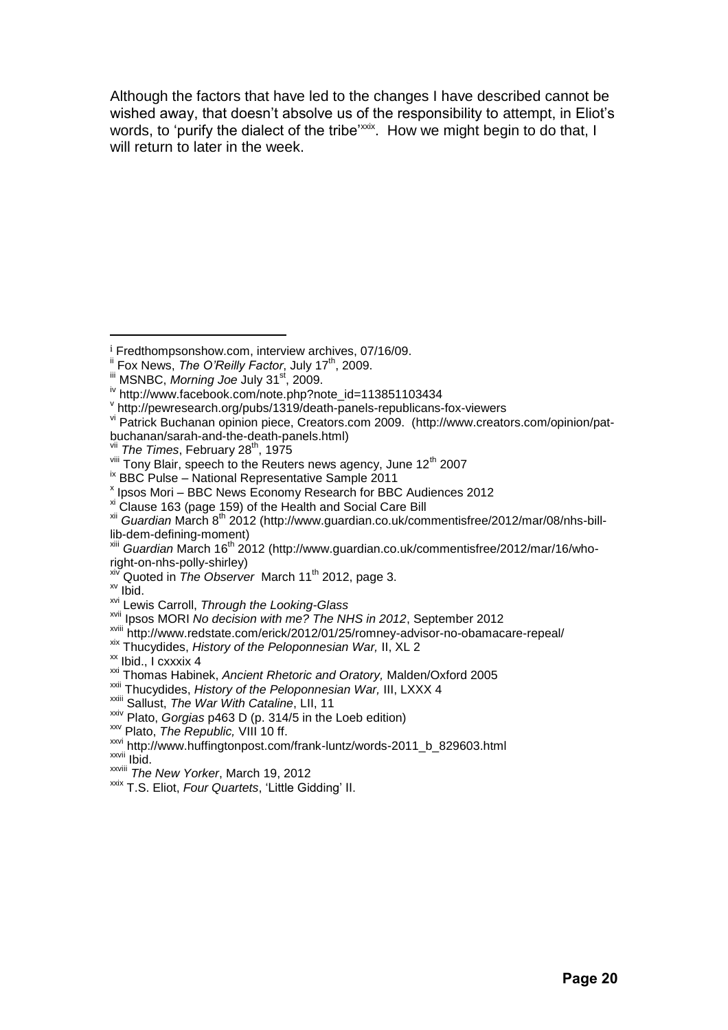Although the factors that have led to the changes I have described cannot be wished away, that doesn't absolve us of the responsibility to attempt, in Eliot's words, to 'purify the dialect of the tribe'[xxix]. How we might begin to do that, I will return to later in the week.

---

[i] Fredthompsonshow.com, interview archives, 07/16/09.

[ii] Fox News, *The O'Reilly Factor*, July 17th, 2009.

[iii] MSNBC, *Morning Joe* July 31st, 2009.

[iv] http://www.facebook.com/note.php?note_id=113851103434

[v] http://pewresearch.org/pubs/1319/death-panels-republicans-fox-viewers

[vi] Patrick Buchanan opinion piece, Creators.com 2009. (http://www.creators.com/opinion/pat-buchanan/sarah-and-the-death-panels.html)

[vii] *The Times*, February 28th, 1975

[viii] Tony Blair, speech to the Reuters news agency, June 12th 2007

[ix] BBC Pulse – National Representative Sample 2011

[x] Ipsos Mori – BBC News Economy Research for BBC Audiences 2012

[xi] Clause 163 (page 159) of the Health and Social Care Bill

[xii] *Guardian* March 8th 2012 (http://www.guardian.co.uk/commentisfree/2012/mar/08/nhs-bill-lib-dem-defining-moment)

[xiii] *Guardian* March 16th 2012 (http://www.guardian.co.uk/commentisfree/2012/mar/16/who-right-on-nhs-polly-shirley)

[xiv] Quoted in *The Observer* March 11th 2012, page 3.

[xv] Ibid.

[xvi] Lewis Carroll, *Through the Looking-Glass*

[xvii] Ipsos MORI *No decision with me? The NHS in 2012*, September 2012

[xviii] http://www.redstate.com/erick/2012/01/25/romney-advisor-no-obamacare-repeal/

[xix] Thucydides, *History of the Peloponnesian War,* II, XL 2

[xx] Ibid., I cxxxix 4

[xxi] Thomas Habinek, *Ancient Rhetoric and Oratory,* Malden/Oxford 2005

[xxii] Thucydides, *History of the Peloponnesian War,* III, LXXX 4

[xxiii] Sallust, *The War With Cataline*, LII, 11

[xxiv] Plato, *Gorgias* p463 D (p. 314/5 in the Loeb edition)

[xxv] Plato, *The Republic,* VIII 10 ff.

[xxvi] http://www.huffingtonpost.com/frank-luntz/words-2011_b_829603.html

[xxvii] Ibid.

[xxviii] *The New Yorker*, March 19, 2012

[xxix] T.S. Eliot, *Four Quartets*, 'Little Gidding' II.